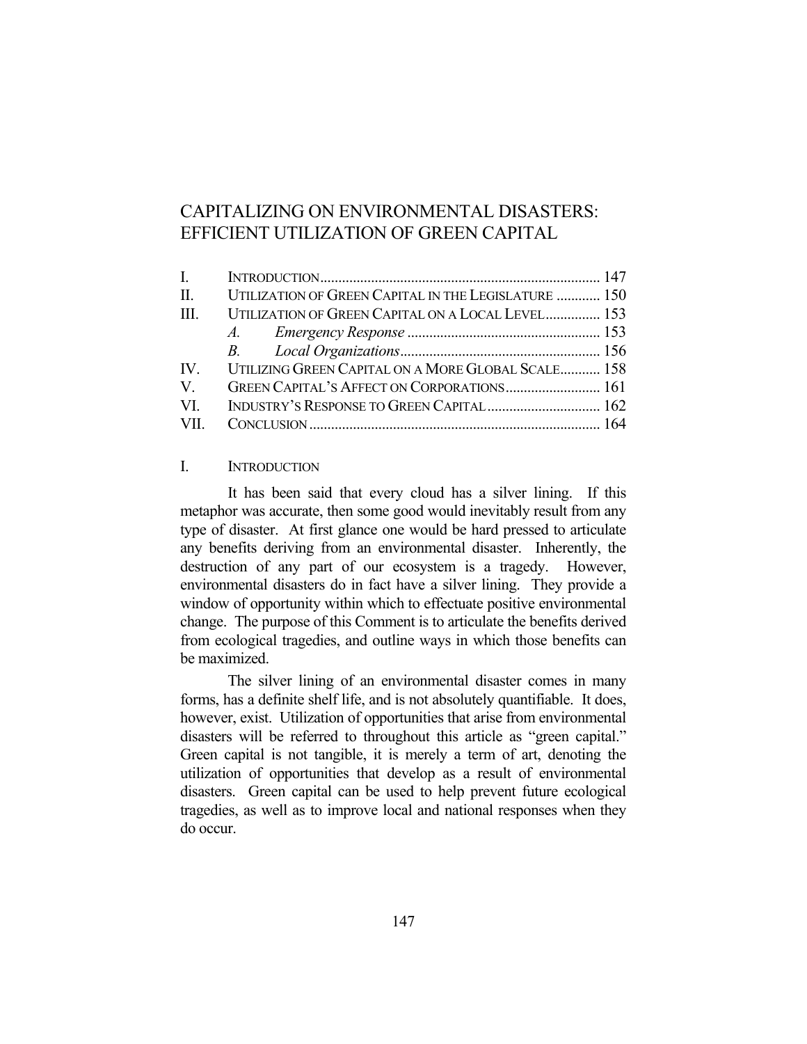# CAPITALIZING ON ENVIRONMENTAL DISASTERS: EFFICIENT UTILIZATION OF GREEN CAPITAL

| | | |
|---|---|---|
| I. | INTRODUCTION | 147 |
| II. | UTILIZATION OF GREEN CAPITAL IN THE LEGISLATURE | 150 |
| III. | UTILIZATION OF GREEN CAPITAL ON A LOCAL LEVEL | 153 |
| | *A. Emergency Response* | 153 |
| | *B. Local Organizations* | 156 |
| IV. | UTILIZING GREEN CAPITAL ON A MORE GLOBAL SCALE | 158 |
| V. | GREEN CAPITAL'S AFFECT ON CORPORATIONS | 161 |
| VI. | INDUSTRY'S RESPONSE TO GREEN CAPITAL | 162 |
| VII. | CONCLUSION | 164 |

## I. INTRODUCTION

It has been said that every cloud has a silver lining. If this metaphor was accurate, then some good would inevitably result from any type of disaster. At first glance one would be hard pressed to articulate any benefits deriving from an environmental disaster. Inherently, the destruction of any part of our ecosystem is a tragedy. However, environmental disasters do in fact have a silver lining. They provide a window of opportunity within which to effectuate positive environmental change. The purpose of this Comment is to articulate the benefits derived from ecological tragedies, and outline ways in which those benefits can be maximized.

The silver lining of an environmental disaster comes in many forms, has a definite shelf life, and is not absolutely quantifiable. It does, however, exist. Utilization of opportunities that arise from environmental disasters will be referred to throughout this article as "green capital." Green capital is not tangible, it is merely a term of art, denoting the utilization of opportunities that develop as a result of environmental disasters. Green capital can be used to help prevent future ecological tragedies, as well as to improve local and national responses when they do occur.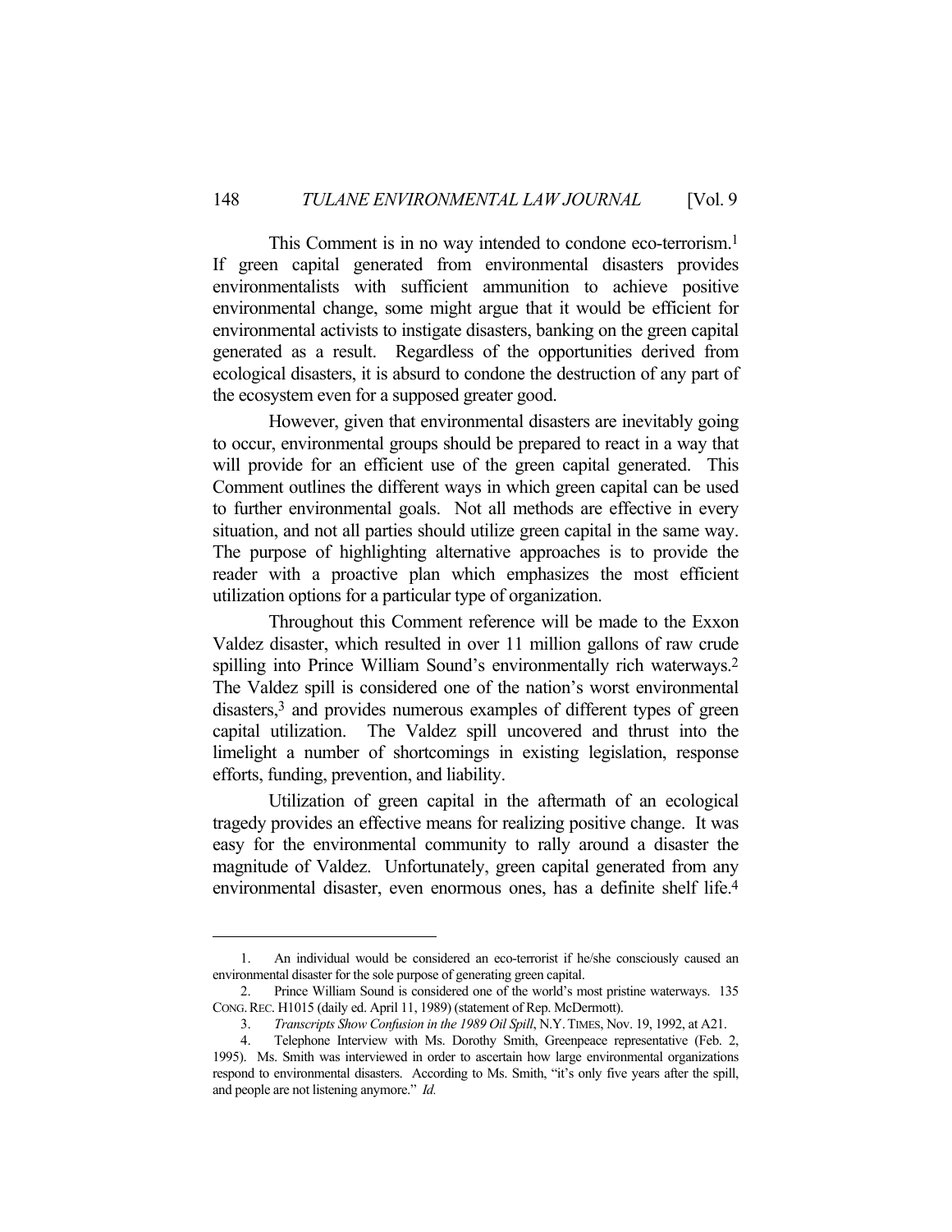This Comment is in no way intended to condone eco-terrorism.[1] If green capital generated from environmental disasters provides environmentalists with sufficient ammunition to achieve positive environmental change, some might argue that it would be efficient for environmental activists to instigate disasters, banking on the green capital generated as a result. Regardless of the opportunities derived from ecological disasters, it is absurd to condone the destruction of any part of the ecosystem even for a supposed greater good.

However, given that environmental disasters are inevitably going to occur, environmental groups should be prepared to react in a way that will provide for an efficient use of the green capital generated. This Comment outlines the different ways in which green capital can be used to further environmental goals. Not all methods are effective in every situation, and not all parties should utilize green capital in the same way. The purpose of highlighting alternative approaches is to provide the reader with a proactive plan which emphasizes the most efficient utilization options for a particular type of organization.

Throughout this Comment reference will be made to the Exxon Valdez disaster, which resulted in over 11 million gallons of raw crude spilling into Prince William Sound's environmentally rich waterways.[2] The Valdez spill is considered one of the nation's worst environmental disasters,[3] and provides numerous examples of different types of green capital utilization. The Valdez spill uncovered and thrust into the limelight a number of shortcomings in existing legislation, response efforts, funding, prevention, and liability.

Utilization of green capital in the aftermath of an ecological tragedy provides an effective means for realizing positive change. It was easy for the environmental community to rally around a disaster the magnitude of Valdez. Unfortunately, green capital generated from any environmental disaster, even enormous ones, has a definite shelf life.[4]

---

1. An individual would be considered an eco-terrorist if he/she consciously caused an environmental disaster for the sole purpose of generating green capital.

2. Prince William Sound is considered one of the world's most pristine waterways. 135 CONG. REC. H1015 (daily ed. April 11, 1989) (statement of Rep. McDermott).

3. *Transcripts Show Confusion in the 1989 Oil Spill*, N.Y. TIMES, Nov. 19, 1992, at A21.

4. Telephone Interview with Ms. Dorothy Smith, Greenpeace representative (Feb. 2, 1995). Ms. Smith was interviewed in order to ascertain how large environmental organizations respond to environmental disasters. According to Ms. Smith, "it's only five years after the spill, and people are not listening anymore." *Id.*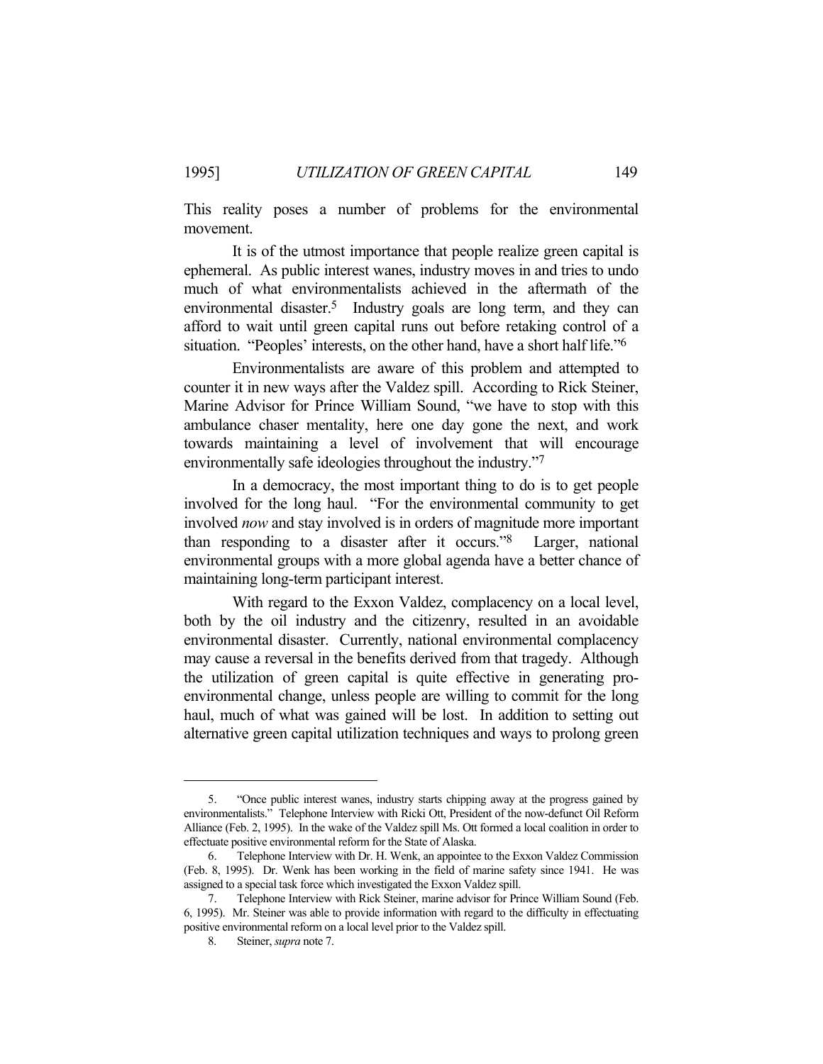This reality poses a number of problems for the environmental movement.

It is of the utmost importance that people realize green capital is ephemeral. As public interest wanes, industry moves in and tries to undo much of what environmentalists achieved in the aftermath of the environmental disaster.[5] Industry goals are long term, and they can afford to wait until green capital runs out before retaking control of a situation. "Peoples' interests, on the other hand, have a short half life."[6]

Environmentalists are aware of this problem and attempted to counter it in new ways after the Valdez spill. According to Rick Steiner, Marine Advisor for Prince William Sound, "we have to stop with this ambulance chaser mentality, here one day gone the next, and work towards maintaining a level of involvement that will encourage environmentally safe ideologies throughout the industry."[7]

In a democracy, the most important thing to do is to get people involved for the long haul. "For the environmental community to get involved *now* and stay involved is in orders of magnitude more important than responding to a disaster after it occurs."[8] Larger, national environmental groups with a more global agenda have a better chance of maintaining long-term participant interest.

With regard to the Exxon Valdez, complacency on a local level, both by the oil industry and the citizenry, resulted in an avoidable environmental disaster. Currently, national environmental complacency may cause a reversal in the benefits derived from that tragedy. Although the utilization of green capital is quite effective in generating pro-environmental change, unless people are willing to commit for the long haul, much of what was gained will be lost. In addition to setting out alternative green capital utilization techniques and ways to prolong green

---

5. "Once public interest wanes, industry starts chipping away at the progress gained by environmentalists." Telephone Interview with Ricki Ott, President of the now-defunct Oil Reform Alliance (Feb. 2, 1995). In the wake of the Valdez spill Ms. Ott formed a local coalition in order to effectuate positive environmental reform for the State of Alaska.

6. Telephone Interview with Dr. H. Wenk, an appointee to the Exxon Valdez Commission (Feb. 8, 1995). Dr. Wenk has been working in the field of marine safety since 1941. He was assigned to a special task force which investigated the Exxon Valdez spill.

7. Telephone Interview with Rick Steiner, marine advisor for Prince William Sound (Feb. 6, 1995). Mr. Steiner was able to provide information with regard to the difficulty in effectuating positive environmental reform on a local level prior to the Valdez spill.

8. Steiner, *supra* note 7.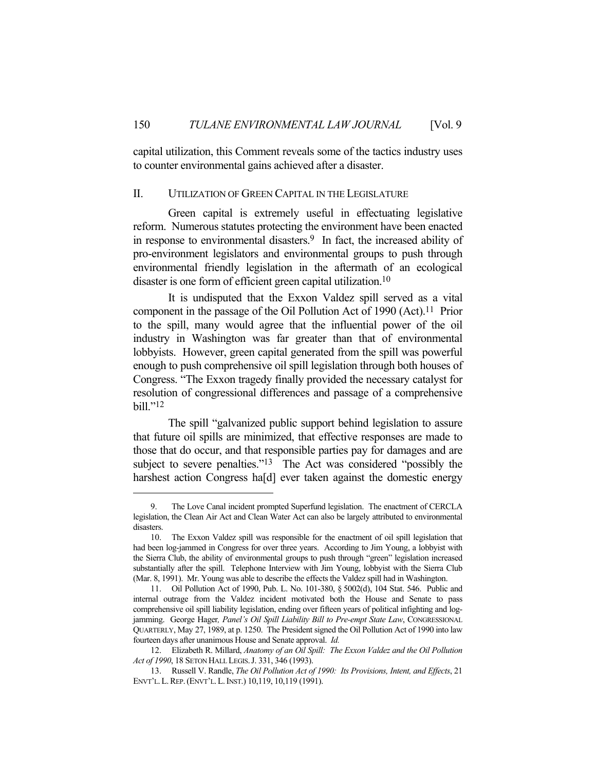capital utilization, this Comment reveals some of the tactics industry uses to counter environmental gains achieved after a disaster.

## II. UTILIZATION OF GREEN CAPITAL IN THE LEGISLATURE

Green capital is extremely useful in effectuating legislative reform. Numerous statutes protecting the environment have been enacted in response to environmental disasters.[9] In fact, the increased ability of pro-environment legislators and environmental groups to push through environmental friendly legislation in the aftermath of an ecological disaster is one form of efficient green capital utilization.[10]

It is undisputed that the Exxon Valdez spill served as a vital component in the passage of the Oil Pollution Act of 1990 (Act).[11] Prior to the spill, many would agree that the influential power of the oil industry in Washington was far greater than that of environmental lobbyists. However, green capital generated from the spill was powerful enough to push comprehensive oil spill legislation through both houses of Congress. "The Exxon tragedy finally provided the necessary catalyst for resolution of congressional differences and passage of a comprehensive bill."[12]

The spill "galvanized public support behind legislation to assure that future oil spills are minimized, that effective responses are made to those that do occur, and that responsible parties pay for damages and are subject to severe penalties."[13] The Act was considered "possibly the harshest action Congress ha[d] ever taken against the domestic energy

---

9. The Love Canal incident prompted Superfund legislation. The enactment of CERCLA legislation, the Clean Air Act and Clean Water Act can also be largely attributed to environmental disasters.

10. The Exxon Valdez spill was responsible for the enactment of oil spill legislation that had been log-jammed in Congress for over three years. According to Jim Young, a lobbyist with the Sierra Club, the ability of environmental groups to push through "green" legislation increased substantially after the spill. Telephone Interview with Jim Young, lobbyist with the Sierra Club (Mar. 8, 1991). Mr. Young was able to describe the effects the Valdez spill had in Washington.

11. Oil Pollution Act of 1990, Pub. L. No. 101-380, § 5002(d), 104 Stat. 546. Public and internal outrage from the Valdez incident motivated both the House and Senate to pass comprehensive oil spill liability legislation, ending over fifteen years of political infighting and log-jamming. George Hager, *Panel's Oil Spill Liability Bill to Pre-empt State Law*, CONGRESSIONAL QUARTERLY, May 27, 1989, at p. 1250. The President signed the Oil Pollution Act of 1990 into law fourteen days after unanimous House and Senate approval. *Id.*

12. Elizabeth R. Millard, *Anatomy of an Oil Spill: The Exxon Valdez and the Oil Pollution Act of 1990*, 18 SETON HALL LEGIS. J. 331, 346 (1993).

13. Russell V. Randle, *The Oil Pollution Act of 1990: Its Provisions, Intent, and Effects*, 21 ENVT'L. L. REP. (ENVT'L. L. INST.) 10,119, 10,119 (1991).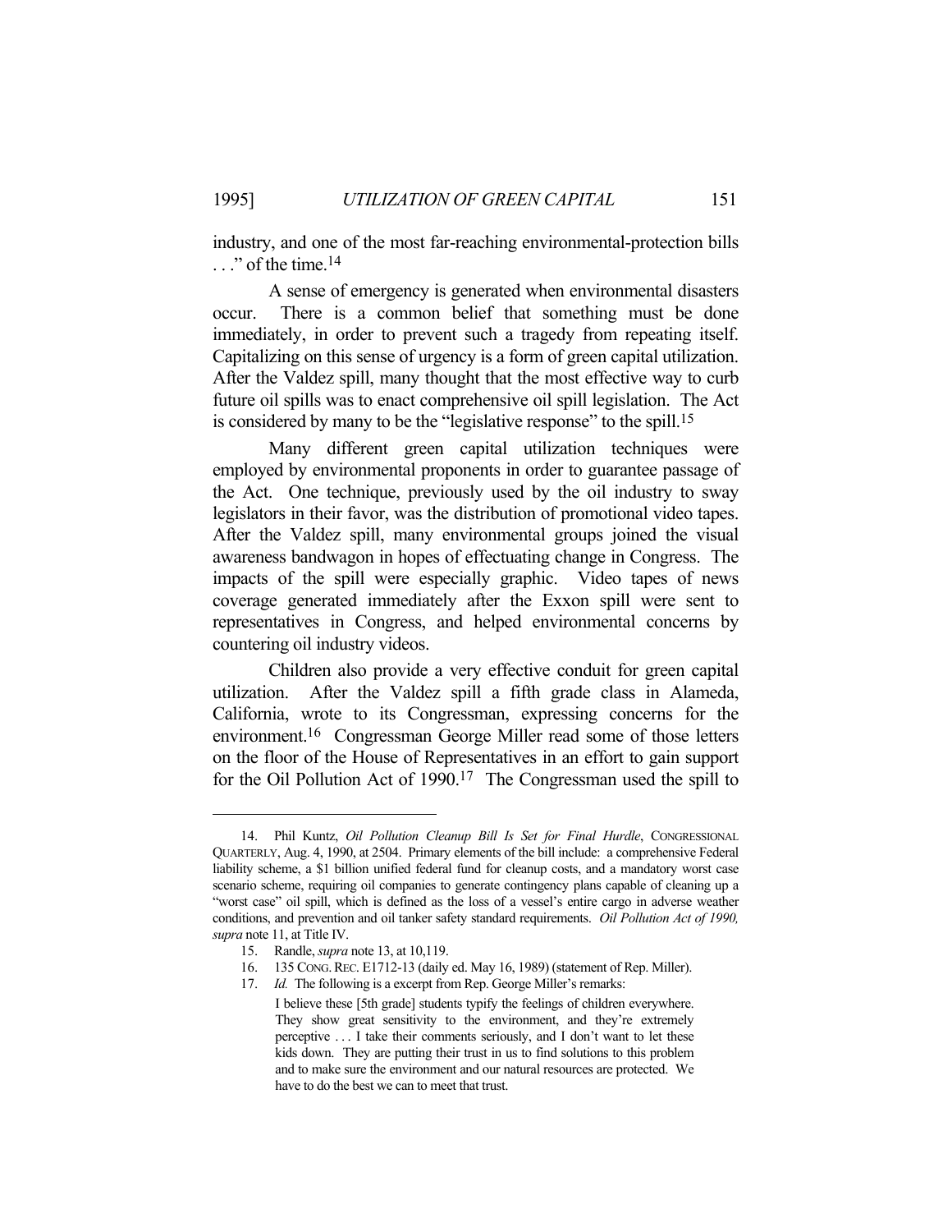industry, and one of the most far-reaching environmental-protection bills . . ." of the time.[14]

A sense of emergency is generated when environmental disasters occur. There is a common belief that something must be done immediately, in order to prevent such a tragedy from repeating itself. Capitalizing on this sense of urgency is a form of green capital utilization. After the Valdez spill, many thought that the most effective way to curb future oil spills was to enact comprehensive oil spill legislation. The Act is considered by many to be the "legislative response" to the spill.[15]

Many different green capital utilization techniques were employed by environmental proponents in order to guarantee passage of the Act. One technique, previously used by the oil industry to sway legislators in their favor, was the distribution of promotional video tapes. After the Valdez spill, many environmental groups joined the visual awareness bandwagon in hopes of effectuating change in Congress. The impacts of the spill were especially graphic. Video tapes of news coverage generated immediately after the Exxon spill were sent to representatives in Congress, and helped environmental concerns by countering oil industry videos.

Children also provide a very effective conduit for green capital utilization. After the Valdez spill a fifth grade class in Alameda, California, wrote to its Congressman, expressing concerns for the environment.[16] Congressman George Miller read some of those letters on the floor of the House of Representatives in an effort to gain support for the Oil Pollution Act of 1990.[17] The Congressman used the spill to

---

14. Phil Kuntz, *Oil Pollution Cleanup Bill Is Set for Final Hurdle*, CONGRESSIONAL QUARTERLY, Aug. 4, 1990, at 2504. Primary elements of the bill include: a comprehensive Federal liability scheme, a $1 billion unified federal fund for cleanup costs, and a mandatory worst case scenario scheme, requiring oil companies to generate contingency plans capable of cleaning up a "worst case" oil spill, which is defined as the loss of a vessel's entire cargo in adverse weather conditions, and prevention and oil tanker safety standard requirements. *Oil Pollution Act of 1990, supra* note 11, at Title IV.

15. Randle, *supra* note 13, at 10,119.

16. 135 CONG. REC. E1712-13 (daily ed. May 16, 1989) (statement of Rep. Miller).

17. *Id.* The following is a excerpt from Rep. George Miller's remarks:

> I believe these [5th grade] students typify the feelings of children everywhere. They show great sensitivity to the environment, and they're extremely perceptive . . . I take their comments seriously, and I don't want to let these kids down. They are putting their trust in us to find solutions to this problem and to make sure the environment and our natural resources are protected. We have to do the best we can to meet that trust.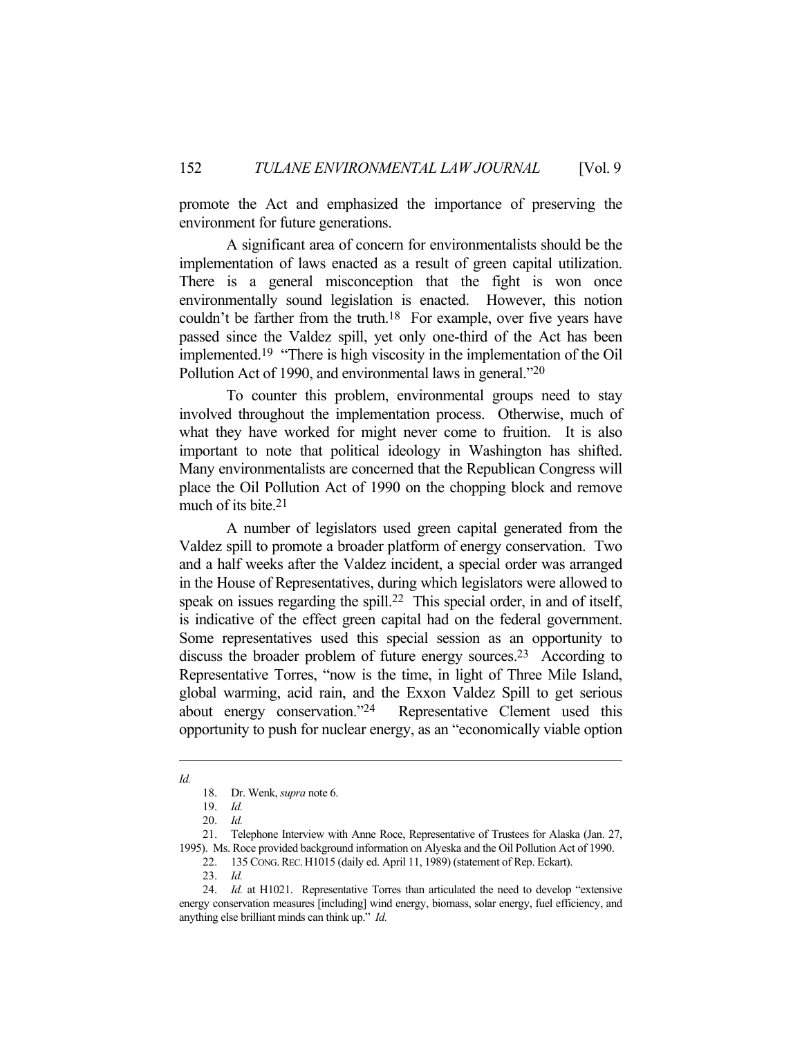promote the Act and emphasized the importance of preserving the environment for future generations.

A significant area of concern for environmentalists should be the implementation of laws enacted as a result of green capital utilization. There is a general misconception that the fight is won once environmentally sound legislation is enacted. However, this notion couldn't be farther from the truth.[18] For example, over five years have passed since the Valdez spill, yet only one-third of the Act has been implemented.[19] "There is high viscosity in the implementation of the Oil Pollution Act of 1990, and environmental laws in general."[20]

To counter this problem, environmental groups need to stay involved throughout the implementation process. Otherwise, much of what they have worked for might never come to fruition. It is also important to note that political ideology in Washington has shifted. Many environmentalists are concerned that the Republican Congress will place the Oil Pollution Act of 1990 on the chopping block and remove much of its bite.[21]

A number of legislators used green capital generated from the Valdez spill to promote a broader platform of energy conservation. Two and a half weeks after the Valdez incident, a special order was arranged in the House of Representatives, during which legislators were allowed to speak on issues regarding the spill.[22] This special order, in and of itself, is indicative of the effect green capital had on the federal government. Some representatives used this special session as an opportunity to discuss the broader problem of future energy sources.[23] According to Representative Torres, "now is the time, in light of Three Mile Island, global warming, acid rain, and the Exxon Valdez Spill to get serious about energy conservation."[24] Representative Clement used this opportunity to push for nuclear energy, as an "economically viable option

---

*Id.*

18. Dr. Wenk, *supra* note 6.

19. *Id.*

20. *Id.*

21. Telephone Interview with Anne Roce, Representative of Trustees for Alaska (Jan. 27, 1995). Ms. Roce provided background information on Alyeska and the Oil Pollution Act of 1990.

22. 135 CONG. REC. H1015 (daily ed. April 11, 1989) (statement of Rep. Eckart).

23. *Id.*

24. *Id.* at H1021. Representative Torres than articulated the need to develop "extensive energy conservation measures [including] wind energy, biomass, solar energy, fuel efficiency, and anything else brilliant minds can think up." *Id.*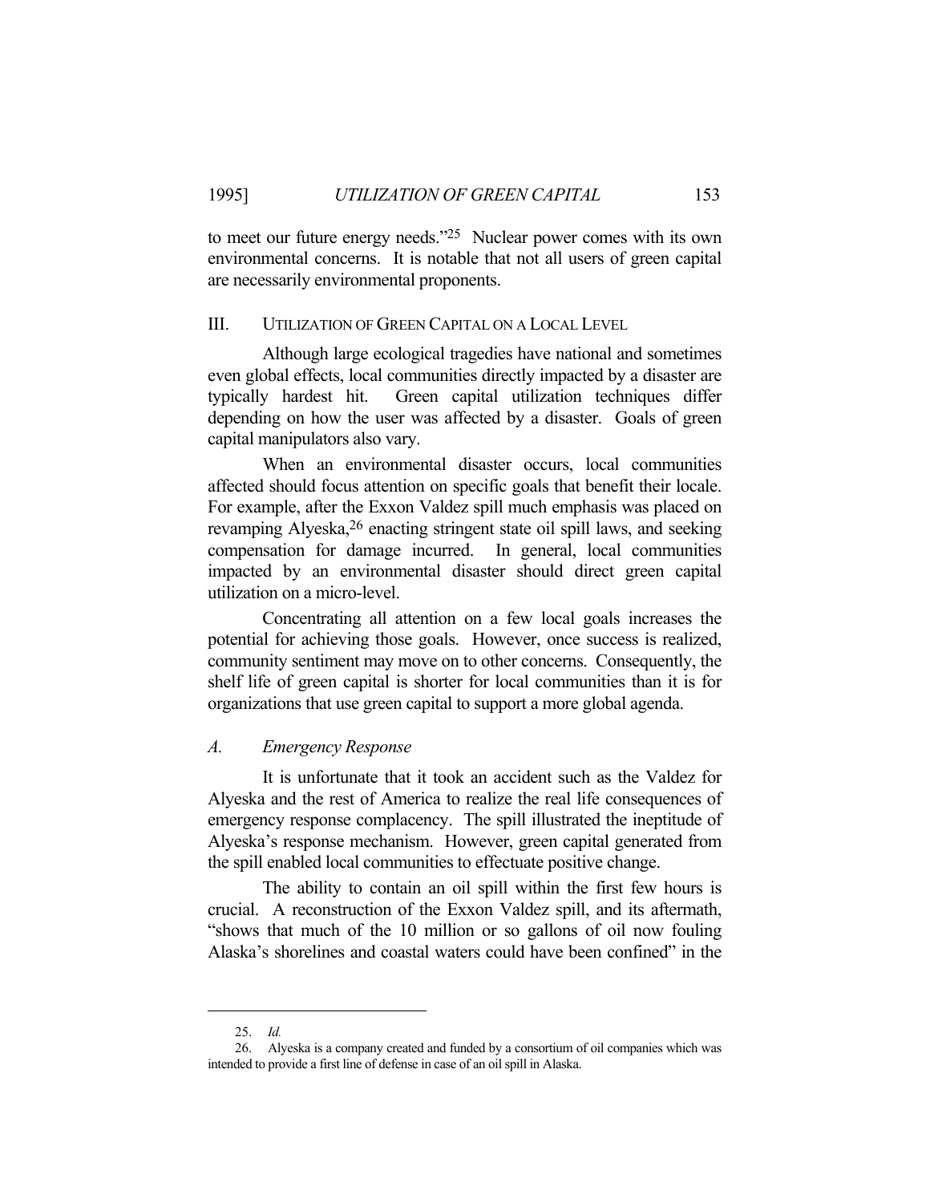to meet our future energy needs."[25] Nuclear power comes with its own environmental concerns. It is notable that not all users of green capital are necessarily environmental proponents.

## III. UTILIZATION OF GREEN CAPITAL ON A LOCAL LEVEL

Although large ecological tragedies have national and sometimes even global effects, local communities directly impacted by a disaster are typically hardest hit. Green capital utilization techniques differ depending on how the user was affected by a disaster. Goals of green capital manipulators also vary.

When an environmental disaster occurs, local communities affected should focus attention on specific goals that benefit their locale. For example, after the Exxon Valdez spill much emphasis was placed on revamping Alyeska,[26] enacting stringent state oil spill laws, and seeking compensation for damage incurred. In general, local communities impacted by an environmental disaster should direct green capital utilization on a micro-level.

Concentrating all attention on a few local goals increases the potential for achieving those goals. However, once success is realized, community sentiment may move on to other concerns. Consequently, the shelf life of green capital is shorter for local communities than it is for organizations that use green capital to support a more global agenda.

### *A. Emergency Response*

It is unfortunate that it took an accident such as the Valdez for Alyeska and the rest of America to realize the real life consequences of emergency response complacency. The spill illustrated the ineptitude of Alyeska's response mechanism. However, green capital generated from the spill enabled local communities to effectuate positive change.

The ability to contain an oil spill within the first few hours is crucial. A reconstruction of the Exxon Valdez spill, and its aftermath, "shows that much of the 10 million or so gallons of oil now fouling Alaska's shorelines and coastal waters could have been confined" in the

---

25. *Id.*

26. Alyeska is a company created and funded by a consortium of oil companies which was intended to provide a first line of defense in case of an oil spill in Alaska.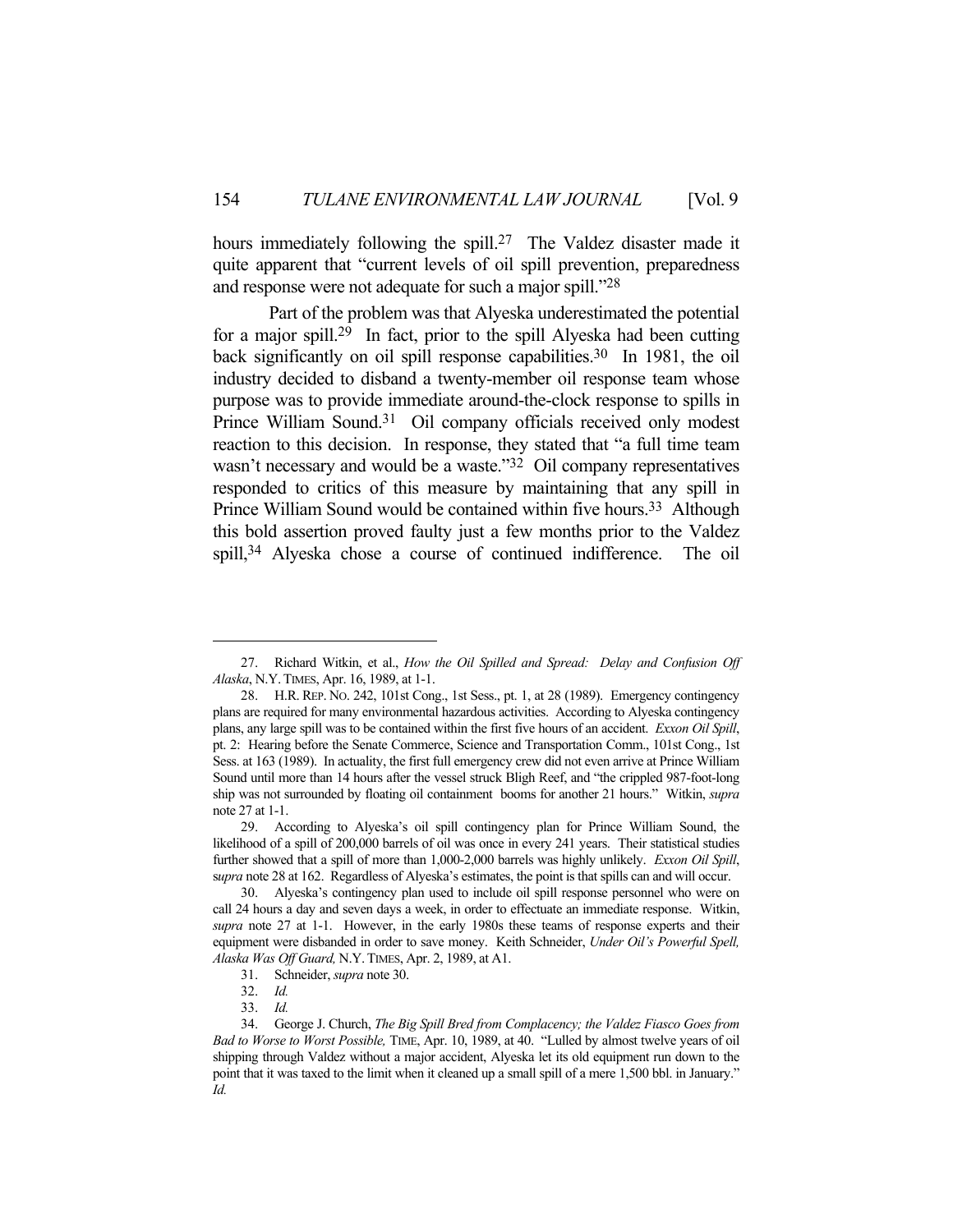hours immediately following the spill.[27] The Valdez disaster made it quite apparent that "current levels of oil spill prevention, preparedness and response were not adequate for such a major spill."[28]

Part of the problem was that Alyeska underestimated the potential for a major spill.[29] In fact, prior to the spill Alyeska had been cutting back significantly on oil spill response capabilities.[30] In 1981, the oil industry decided to disband a twenty-member oil response team whose purpose was to provide immediate around-the-clock response to spills in Prince William Sound.[31] Oil company officials received only modest reaction to this decision. In response, they stated that "a full time team wasn't necessary and would be a waste."[32] Oil company representatives responded to critics of this measure by maintaining that any spill in Prince William Sound would be contained within five hours.[33] Although this bold assertion proved faulty just a few months prior to the Valdez spill,[34] Alyeska chose a course of continued indifference. The oil

---

27. Richard Witkin, et al., *How the Oil Spilled and Spread: Delay and Confusion Off Alaska*, N.Y. TIMES, Apr. 16, 1989, at 1-1.

28. H.R. REP. NO. 242, 101st Cong., 1st Sess., pt. 1, at 28 (1989). Emergency contingency plans are required for many environmental hazardous activities. According to Alyeska contingency plans, any large spill was to be contained within the first five hours of an accident. *Exxon Oil Spill*, pt. 2: Hearing before the Senate Commerce, Science and Transportation Comm., 101st Cong., 1st Sess. at 163 (1989). In actuality, the first full emergency crew did not even arrive at Prince William Sound until more than 14 hours after the vessel struck Bligh Reef, and "the crippled 987-foot-long ship was not surrounded by floating oil containment booms for another 21 hours." Witkin, *supra* note 27 at 1-1.

29. According to Alyeska's oil spill contingency plan for Prince William Sound, the likelihood of a spill of 200,000 barrels of oil was once in every 241 years. Their statistical studies further showed that a spill of more than 1,000-2,000 barrels was highly unlikely. *Exxon Oil Spill*, *supra* note 28 at 162. Regardless of Alyeska's estimates, the point is that spills can and will occur.

30. Alyeska's contingency plan used to include oil spill response personnel who were on call 24 hours a day and seven days a week, in order to effectuate an immediate response. Witkin, *supra* note 27 at 1-1. However, in the early 1980s these teams of response experts and their equipment were disbanded in order to save money. Keith Schneider, *Under Oil's Powerful Spell, Alaska Was Off Guard,* N.Y. TIMES, Apr. 2, 1989, at A1.

31. Schneider, *supra* note 30.

32. *Id.*

33. *Id.*

34. George J. Church, *The Big Spill Bred from Complacency; the Valdez Fiasco Goes from Bad to Worse to Worst Possible,* TIME, Apr. 10, 1989, at 40. "Lulled by almost twelve years of oil shipping through Valdez without a major accident, Alyeska let its old equipment run down to the point that it was taxed to the limit when it cleaned up a small spill of a mere 1,500 bbl. in January." *Id.*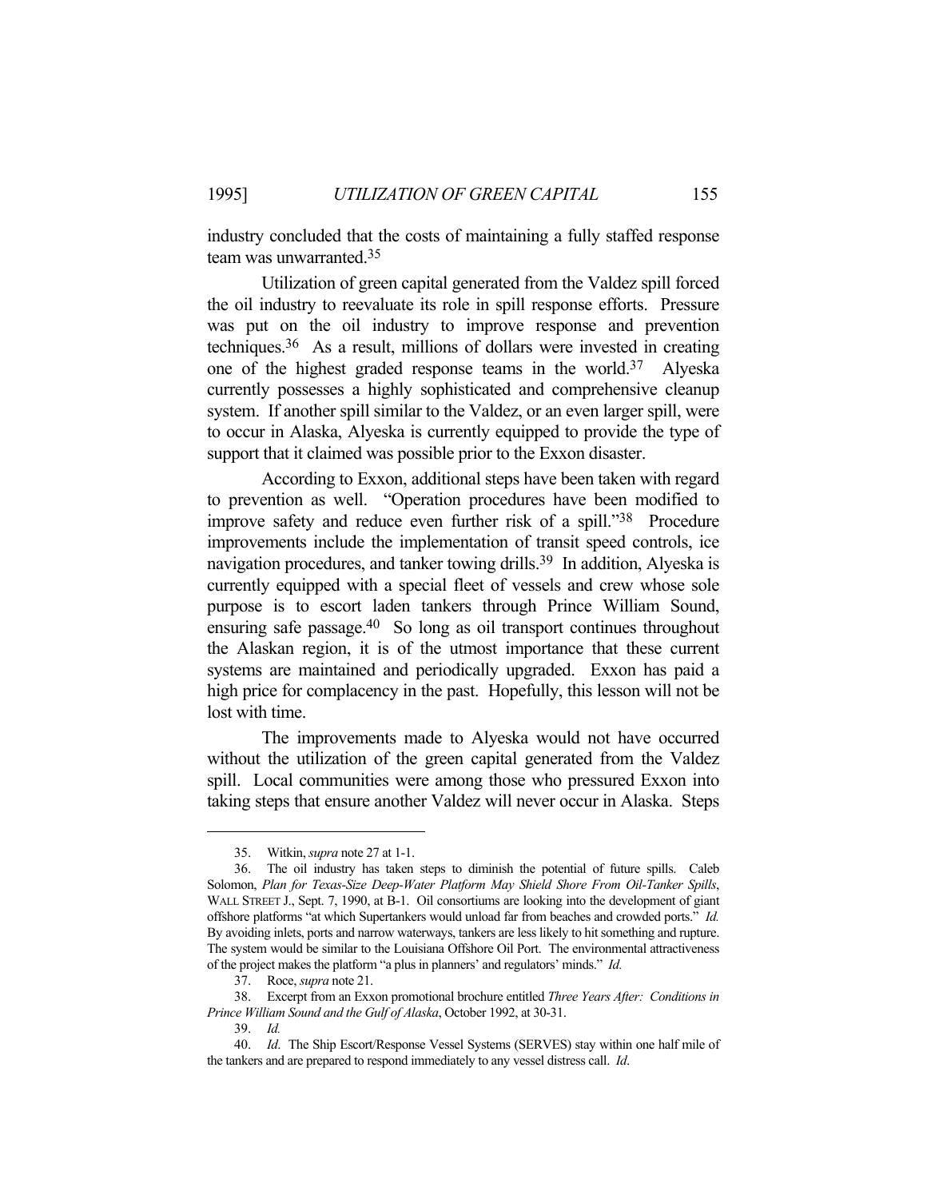industry concluded that the costs of maintaining a fully staffed response team was unwarranted.[35]

Utilization of green capital generated from the Valdez spill forced the oil industry to reevaluate its role in spill response efforts. Pressure was put on the oil industry to improve response and prevention techniques.[36] As a result, millions of dollars were invested in creating one of the highest graded response teams in the world.[37] Alyeska currently possesses a highly sophisticated and comprehensive cleanup system. If another spill similar to the Valdez, or an even larger spill, were to occur in Alaska, Alyeska is currently equipped to provide the type of support that it claimed was possible prior to the Exxon disaster.

According to Exxon, additional steps have been taken with regard to prevention as well. "Operation procedures have been modified to improve safety and reduce even further risk of a spill."[38] Procedure improvements include the implementation of transit speed controls, ice navigation procedures, and tanker towing drills.[39] In addition, Alyeska is currently equipped with a special fleet of vessels and crew whose sole purpose is to escort laden tankers through Prince William Sound, ensuring safe passage.[40] So long as oil transport continues throughout the Alaskan region, it is of the utmost importance that these current systems are maintained and periodically upgraded. Exxon has paid a high price for complacency in the past. Hopefully, this lesson will not be lost with time.

The improvements made to Alyeska would not have occurred without the utilization of the green capital generated from the Valdez spill. Local communities were among those who pressured Exxon into taking steps that ensure another Valdez will never occur in Alaska. Steps

---

35. Witkin, *supra* note 27 at 1-1.

36. The oil industry has taken steps to diminish the potential of future spills. Caleb Solomon, *Plan for Texas-Size Deep-Water Platform May Shield Shore From Oil-Tanker Spills*, WALL STREET J., Sept. 7, 1990, at B-1. Oil consortiums are looking into the development of giant offshore platforms "at which Supertankers would unload far from beaches and crowded ports." *Id.* By avoiding inlets, ports and narrow waterways, tankers are less likely to hit something and rupture. The system would be similar to the Louisiana Offshore Oil Port. The environmental attractiveness of the project makes the platform "a plus in planners' and regulators' minds." *Id.*

37. Roce, *supra* note 21.

38. Excerpt from an Exxon promotional brochure entitled *Three Years After: Conditions in Prince William Sound and the Gulf of Alaska*, October 1992, at 30-31.

39. *Id.*

40. *Id*. The Ship Escort/Response Vessel Systems (SERVES) stay within one half mile of the tankers and are prepared to respond immediately to any vessel distress call. *Id*.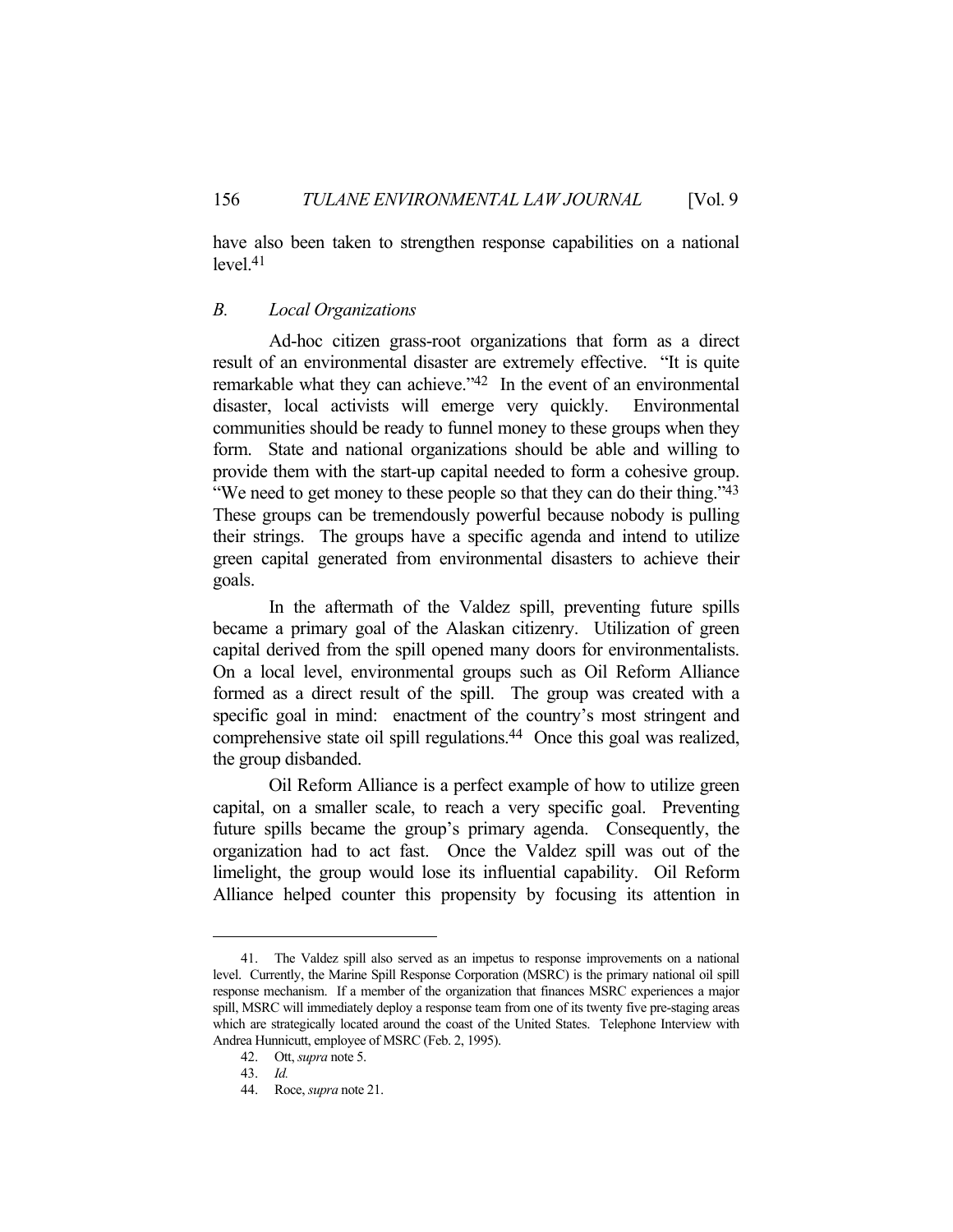have also been taken to strengthen response capabilities on a national level.[41]

### *B. Local Organizations*

Ad-hoc citizen grass-root organizations that form as a direct result of an environmental disaster are extremely effective. "It is quite remarkable what they can achieve."[42] In the event of an environmental disaster, local activists will emerge very quickly. Environmental communities should be ready to funnel money to these groups when they form. State and national organizations should be able and willing to provide them with the start-up capital needed to form a cohesive group. "We need to get money to these people so that they can do their thing."[43] These groups can be tremendously powerful because nobody is pulling their strings. The groups have a specific agenda and intend to utilize green capital generated from environmental disasters to achieve their goals.

In the aftermath of the Valdez spill, preventing future spills became a primary goal of the Alaskan citizenry. Utilization of green capital derived from the spill opened many doors for environmentalists. On a local level, environmental groups such as Oil Reform Alliance formed as a direct result of the spill. The group was created with a specific goal in mind: enactment of the country's most stringent and comprehensive state oil spill regulations.[44] Once this goal was realized, the group disbanded.

Oil Reform Alliance is a perfect example of how to utilize green capital, on a smaller scale, to reach a very specific goal. Preventing future spills became the group's primary agenda. Consequently, the organization had to act fast. Once the Valdez spill was out of the limelight, the group would lose its influential capability. Oil Reform Alliance helped counter this propensity by focusing its attention in

---

41. The Valdez spill also served as an impetus to response improvements on a national level. Currently, the Marine Spill Response Corporation (MSRC) is the primary national oil spill response mechanism. If a member of the organization that finances MSRC experiences a major spill, MSRC will immediately deploy a response team from one of its twenty five pre-staging areas which are strategically located around the coast of the United States. Telephone Interview with Andrea Hunnicutt, employee of MSRC (Feb. 2, 1995).

42. Ott, *supra* note 5.

43. *Id.*

44. Roce, *supra* note 21.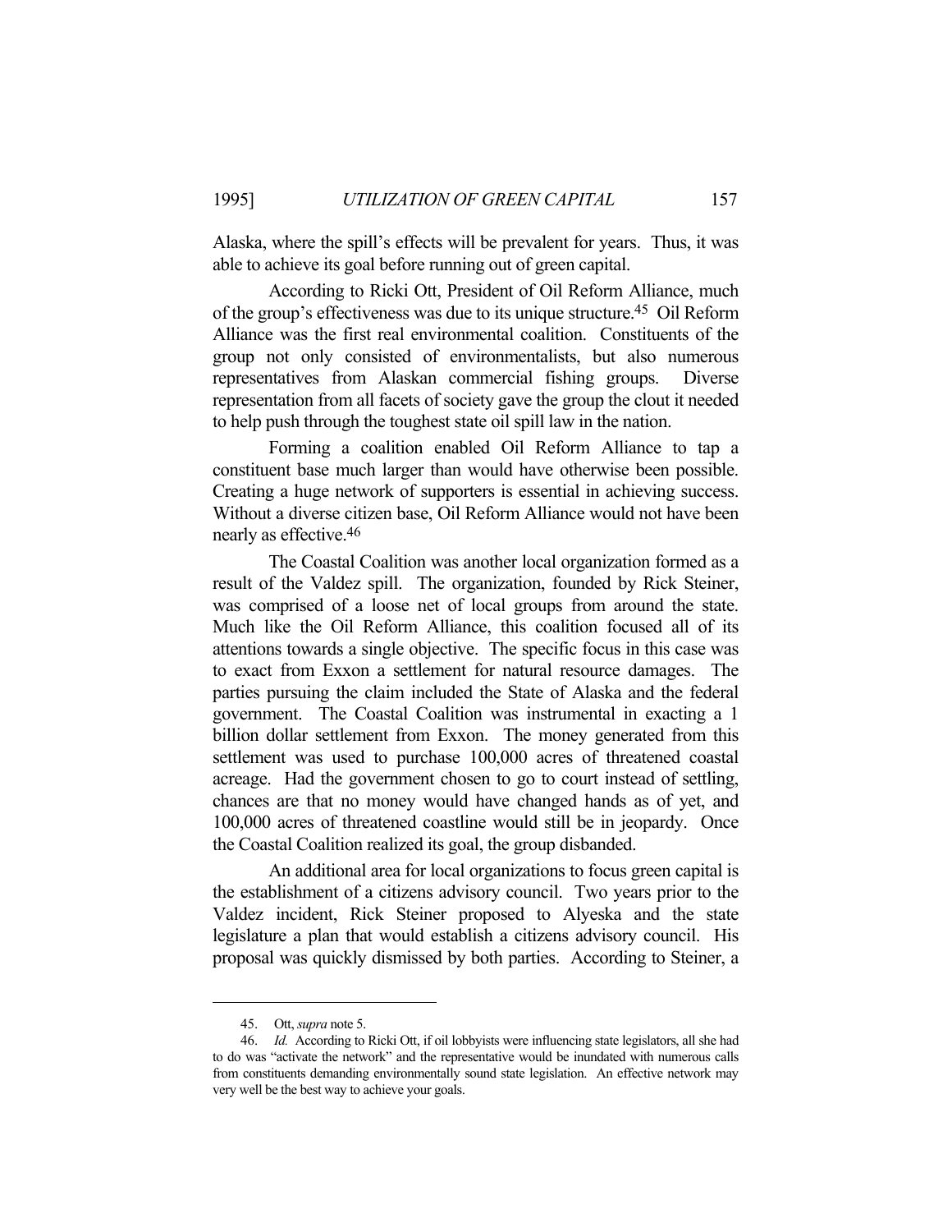Alaska, where the spill's effects will be prevalent for years. Thus, it was able to achieve its goal before running out of green capital.

According to Ricki Ott, President of Oil Reform Alliance, much of the group's effectiveness was due to its unique structure.[45] Oil Reform Alliance was the first real environmental coalition. Constituents of the group not only consisted of environmentalists, but also numerous representatives from Alaskan commercial fishing groups. Diverse representation from all facets of society gave the group the clout it needed to help push through the toughest state oil spill law in the nation.

Forming a coalition enabled Oil Reform Alliance to tap a constituent base much larger than would have otherwise been possible. Creating a huge network of supporters is essential in achieving success. Without a diverse citizen base, Oil Reform Alliance would not have been nearly as effective.[46]

The Coastal Coalition was another local organization formed as a result of the Valdez spill. The organization, founded by Rick Steiner, was comprised of a loose net of local groups from around the state. Much like the Oil Reform Alliance, this coalition focused all of its attentions towards a single objective. The specific focus in this case was to exact from Exxon a settlement for natural resource damages. The parties pursuing the claim included the State of Alaska and the federal government. The Coastal Coalition was instrumental in exacting a 1 billion dollar settlement from Exxon. The money generated from this settlement was used to purchase 100,000 acres of threatened coastal acreage. Had the government chosen to go to court instead of settling, chances are that no money would have changed hands as of yet, and 100,000 acres of threatened coastline would still be in jeopardy. Once the Coastal Coalition realized its goal, the group disbanded.

An additional area for local organizations to focus green capital is the establishment of a citizens advisory council. Two years prior to the Valdez incident, Rick Steiner proposed to Alyeska and the state legislature a plan that would establish a citizens advisory council. His proposal was quickly dismissed by both parties. According to Steiner, a

---

45. Ott, *supra* note 5.

46. *Id.* According to Ricki Ott, if oil lobbyists were influencing state legislators, all she had to do was "activate the network" and the representative would be inundated with numerous calls from constituents demanding environmentally sound state legislation. An effective network may very well be the best way to achieve your goals.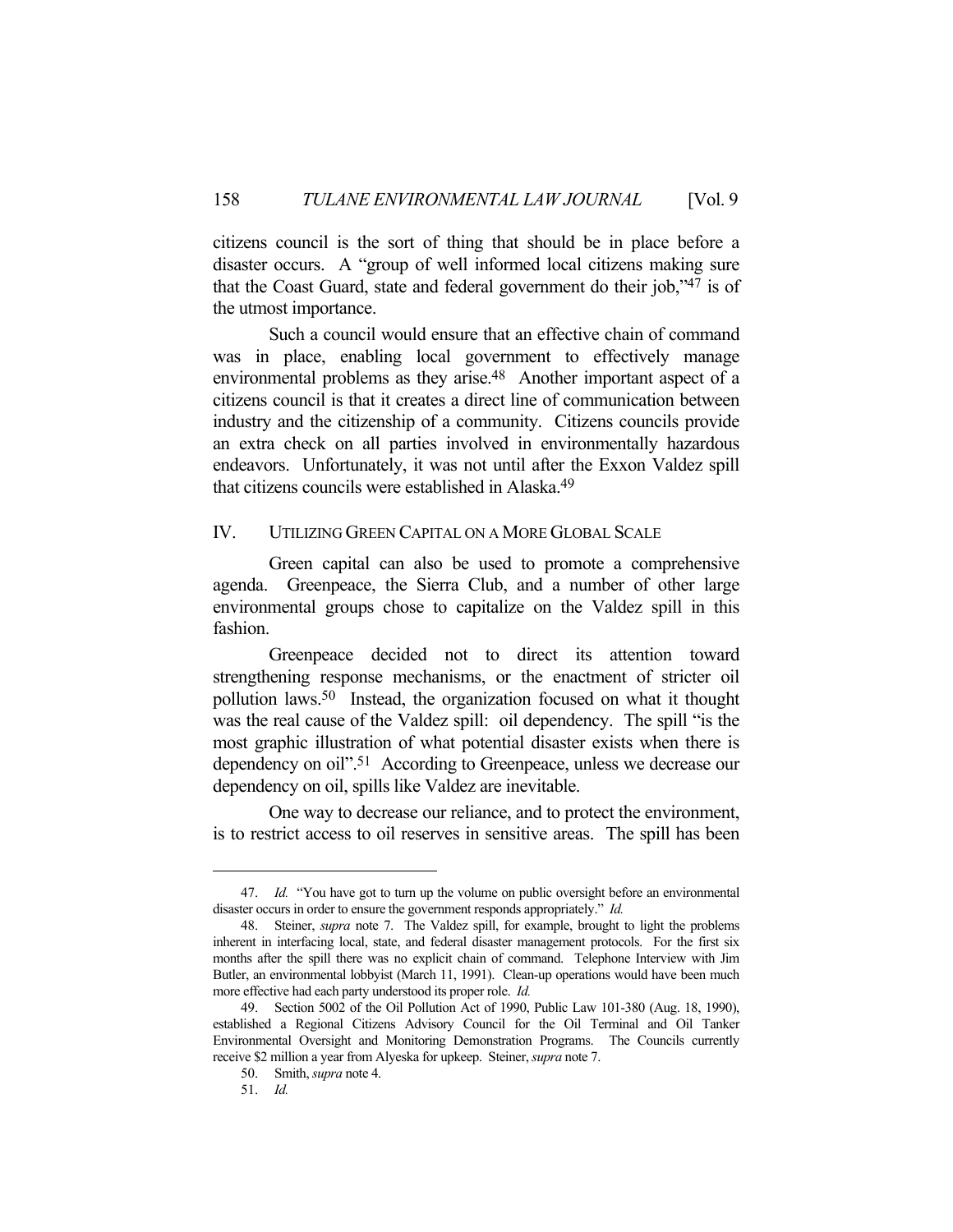citizens council is the sort of thing that should be in place before a disaster occurs. A "group of well informed local citizens making sure that the Coast Guard, state and federal government do their job,"[47] is of the utmost importance.

Such a council would ensure that an effective chain of command was in place, enabling local government to effectively manage environmental problems as they arise.[48] Another important aspect of a citizens council is that it creates a direct line of communication between industry and the citizenship of a community. Citizens councils provide an extra check on all parties involved in environmentally hazardous endeavors. Unfortunately, it was not until after the Exxon Valdez spill that citizens councils were established in Alaska.[49]

## IV. Utilizing Green Capital on a More Global Scale

Green capital can also be used to promote a comprehensive agenda. Greenpeace, the Sierra Club, and a number of other large environmental groups chose to capitalize on the Valdez spill in this fashion.

Greenpeace decided not to direct its attention toward strengthening response mechanisms, or the enactment of stricter oil pollution laws.[50] Instead, the organization focused on what it thought was the real cause of the Valdez spill: oil dependency. The spill "is the most graphic illustration of what potential disaster exists when there is dependency on oil".[51] According to Greenpeace, unless we decrease our dependency on oil, spills like Valdez are inevitable.

One way to decrease our reliance, and to protect the environment, is to restrict access to oil reserves in sensitive areas. The spill has been

---

47. *Id.* "You have got to turn up the volume on public oversight before an environmental disaster occurs in order to ensure the government responds appropriately." *Id.*

48. Steiner, *supra* note 7. The Valdez spill, for example, brought to light the problems inherent in interfacing local, state, and federal disaster management protocols. For the first six months after the spill there was no explicit chain of command. Telephone Interview with Jim Butler, an environmental lobbyist (March 11, 1991). Clean-up operations would have been much more effective had each party understood its proper role. *Id.*

49. Section 5002 of the Oil Pollution Act of 1990, Public Law 101-380 (Aug. 18, 1990), established a Regional Citizens Advisory Council for the Oil Terminal and Oil Tanker Environmental Oversight and Monitoring Demonstration Programs. The Councils currently receive $2 million a year from Alyeska for upkeep. Steiner, *supra* note 7.

50. Smith, *supra* note 4.

51. *Id.*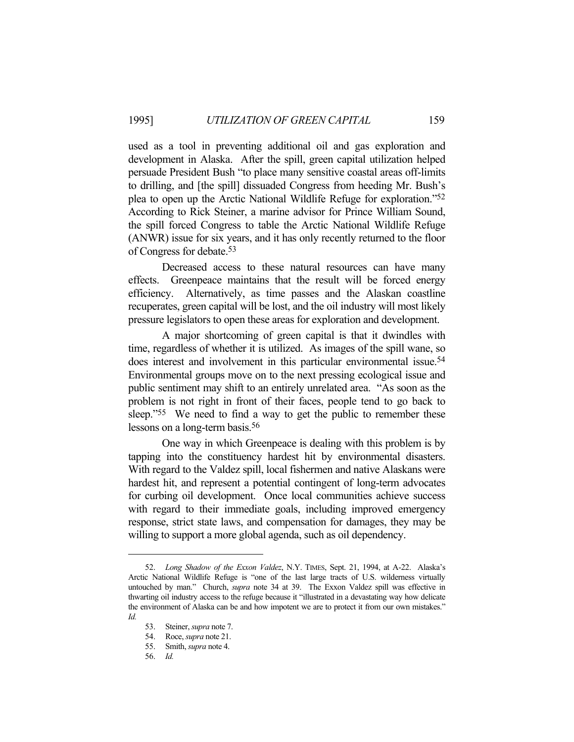used as a tool in preventing additional oil and gas exploration and development in Alaska. After the spill, green capital utilization helped persuade President Bush "to place many sensitive coastal areas off-limits to drilling, and [the spill] dissuaded Congress from heeding Mr. Bush's plea to open up the Arctic National Wildlife Refuge for exploration."[52] According to Rick Steiner, a marine advisor for Prince William Sound, the spill forced Congress to table the Arctic National Wildlife Refuge (ANWR) issue for six years, and it has only recently returned to the floor of Congress for debate.[53]

Decreased access to these natural resources can have many effects. Greenpeace maintains that the result will be forced energy efficiency. Alternatively, as time passes and the Alaskan coastline recuperates, green capital will be lost, and the oil industry will most likely pressure legislators to open these areas for exploration and development.

A major shortcoming of green capital is that it dwindles with time, regardless of whether it is utilized. As images of the spill wane, so does interest and involvement in this particular environmental issue.[54] Environmental groups move on to the next pressing ecological issue and public sentiment may shift to an entirely unrelated area. "As soon as the problem is not right in front of their faces, people tend to go back to sleep."[55] We need to find a way to get the public to remember these lessons on a long-term basis.[56]

One way in which Greenpeace is dealing with this problem is by tapping into the constituency hardest hit by environmental disasters. With regard to the Valdez spill, local fishermen and native Alaskans were hardest hit, and represent a potential contingent of long-term advocates for curbing oil development. Once local communities achieve success with regard to their immediate goals, including improved emergency response, strict state laws, and compensation for damages, they may be willing to support a more global agenda, such as oil dependency.

---

52. *Long Shadow of the Exxon Valdez*, N.Y. TIMES, Sept. 21, 1994, at A-22. Alaska's Arctic National Wildlife Refuge is "one of the last large tracts of U.S. wilderness virtually untouched by man." Church, *supra* note 34 at 39. The Exxon Valdez spill was effective in thwarting oil industry access to the refuge because it "illustrated in a devastating way how delicate the environment of Alaska can be and how impotent we are to protect it from our own mistakes." *Id.*

53. Steiner, *supra* note 7.

54. Roce, *supra* note 21.

55. Smith, *supra* note 4.

56. *Id.*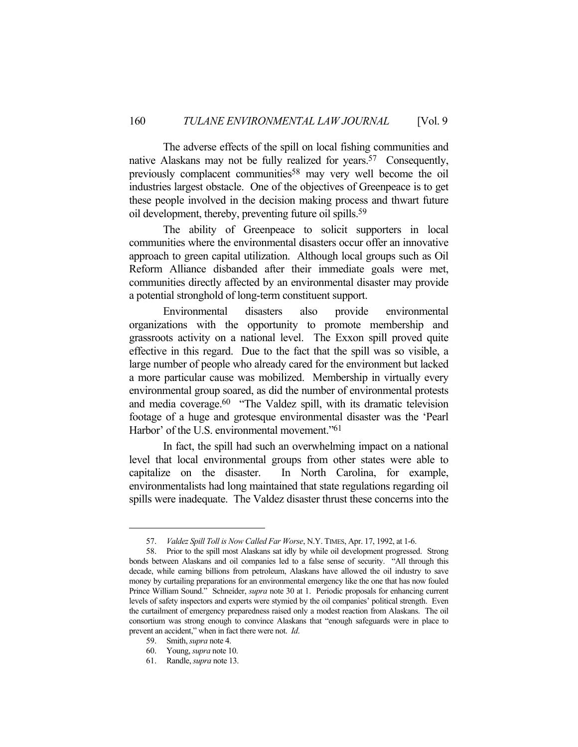The adverse effects of the spill on local fishing communities and native Alaskans may not be fully realized for years.[57] Consequently, previously complacent communities[58] may very well become the oil industries largest obstacle. One of the objectives of Greenpeace is to get these people involved in the decision making process and thwart future oil development, thereby, preventing future oil spills.[59]

The ability of Greenpeace to solicit supporters in local communities where the environmental disasters occur offer an innovative approach to green capital utilization. Although local groups such as Oil Reform Alliance disbanded after their immediate goals were met, communities directly affected by an environmental disaster may provide a potential stronghold of long-term constituent support.

Environmental disasters also provide environmental organizations with the opportunity to promote membership and grassroots activity on a national level. The Exxon spill proved quite effective in this regard. Due to the fact that the spill was so visible, a large number of people who already cared for the environment but lacked a more particular cause was mobilized. Membership in virtually every environmental group soared, as did the number of environmental protests and media coverage.[60] "The Valdez spill, with its dramatic television footage of a huge and grotesque environmental disaster was the 'Pearl Harbor' of the U.S. environmental movement."[61]

In fact, the spill had such an overwhelming impact on a national level that local environmental groups from other states were able to capitalize on the disaster. In North Carolina, for example, environmentalists had long maintained that state regulations regarding oil spills were inadequate. The Valdez disaster thrust these concerns into the

---

57. *Valdez Spill Toll is Now Called Far Worse*, N.Y. TIMES, Apr. 17, 1992, at 1-6.

58. Prior to the spill most Alaskans sat idly by while oil development progressed. Strong bonds between Alaskans and oil companies led to a false sense of security. "All through this decade, while earning billions from petroleum, Alaskans have allowed the oil industry to save money by curtailing preparations for an environmental emergency like the one that has now fouled Prince William Sound." Schneider, *supra* note 30 at 1. Periodic proposals for enhancing current levels of safety inspectors and experts were stymied by the oil companies' political strength. Even the curtailment of emergency preparedness raised only a modest reaction from Alaskans. The oil consortium was strong enough to convince Alaskans that "enough safeguards were in place to prevent an accident," when in fact there were not. *Id*.

59. Smith, *supra* note 4.

60. Young, *supra* note 10.

61. Randle, *supra* note 13.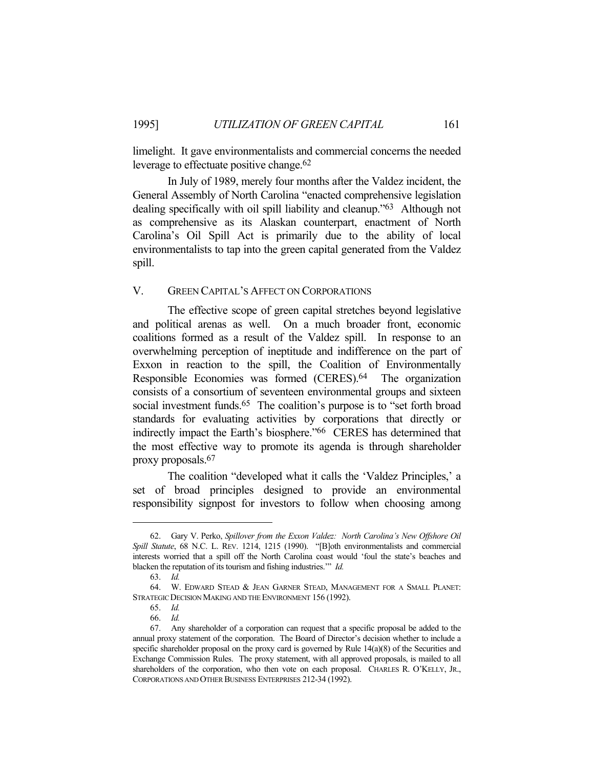limelight. It gave environmentalists and commercial concerns the needed leverage to effectuate positive change.[62]

In July of 1989, merely four months after the Valdez incident, the General Assembly of North Carolina "enacted comprehensive legislation dealing specifically with oil spill liability and cleanup."[63] Although not as comprehensive as its Alaskan counterpart, enactment of North Carolina's Oil Spill Act is primarily due to the ability of local environmentalists to tap into the green capital generated from the Valdez spill.

## V. Green Capital's Affect on Corporations

The effective scope of green capital stretches beyond legislative and political arenas as well. On a much broader front, economic coalitions formed as a result of the Valdez spill. In response to an overwhelming perception of ineptitude and indifference on the part of Exxon in reaction to the spill, the Coalition of Environmentally Responsible Economies was formed (CERES).[64] The organization consists of a consortium of seventeen environmental groups and sixteen social investment funds.[65] The coalition's purpose is to "set forth broad standards for evaluating activities by corporations that directly or indirectly impact the Earth's biosphere."[66] CERES has determined that the most effective way to promote its agenda is through shareholder proxy proposals.[67]

The coalition "developed what it calls the 'Valdez Principles,' a set of broad principles designed to provide an environmental responsibility signpost for investors to follow when choosing among

---

62. Gary V. Perko, *Spillover from the Exxon Valdez: North Carolina's New Offshore Oil Spill Statute*, 68 N.C. L. Rev. 1214, 1215 (1990). "[B]oth environmentalists and commercial interests worried that a spill off the North Carolina coast would 'foul the state's beaches and blacken the reputation of its tourism and fishing industries.'" *Id.*

63. *Id.*

64. W. Edward Stead & Jean Garner Stead, Management for a Small Planet: Strategic Decision Making and the Environment 156 (1992).

65. *Id.*

66. *Id.*

67. Any shareholder of a corporation can request that a specific proposal be added to the annual proxy statement of the corporation. The Board of Director's decision whether to include a specific shareholder proposal on the proxy card is governed by Rule 14(a)(8) of the Securities and Exchange Commission Rules. The proxy statement, with all approved proposals, is mailed to all shareholders of the corporation, who then vote on each proposal. Charles R. O'Kelly, Jr., Corporations and Other Business Enterprises 212-34 (1992).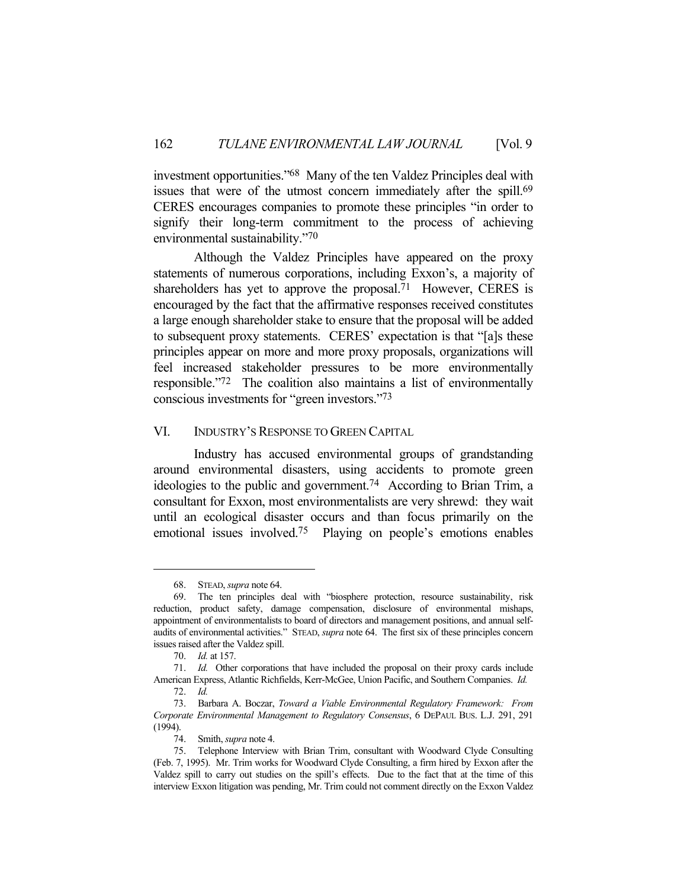investment opportunities."[68] Many of the ten Valdez Principles deal with issues that were of the utmost concern immediately after the spill.[69] CERES encourages companies to promote these principles "in order to signify their long-term commitment to the process of achieving environmental sustainability."[70]

Although the Valdez Principles have appeared on the proxy statements of numerous corporations, including Exxon's, a majority of shareholders has yet to approve the proposal.[71] However, CERES is encouraged by the fact that the affirmative responses received constitutes a large enough shareholder stake to ensure that the proposal will be added to subsequent proxy statements. CERES' expectation is that "[a]s these principles appear on more and more proxy proposals, organizations will feel increased stakeholder pressures to be more environmentally responsible."[72] The coalition also maintains a list of environmentally conscious investments for "green investors."[73]

## VI. INDUSTRY'S RESPONSE TO GREEN CAPITAL

Industry has accused environmental groups of grandstanding around environmental disasters, using accidents to promote green ideologies to the public and government.[74] According to Brian Trim, a consultant for Exxon, most environmentalists are very shrewd: they wait until an ecological disaster occurs and than focus primarily on the emotional issues involved.[75] Playing on people's emotions enables

---

68. STEAD, *supra* note 64.

69. The ten principles deal with "biosphere protection, resource sustainability, risk reduction, product safety, damage compensation, disclosure of environmental mishaps, appointment of environmentalists to board of directors and management positions, and annual self-audits of environmental activities." STEAD, *supra* note 64. The first six of these principles concern issues raised after the Valdez spill.

70. *Id.* at 157.

71. *Id.* Other corporations that have included the proposal on their proxy cards include American Express, Atlantic Richfields, Kerr-McGee, Union Pacific, and Southern Companies. *Id.*

72. *Id.*

73. Barbara A. Boczar, *Toward a Viable Environmental Regulatory Framework: From Corporate Environmental Management to Regulatory Consensus*, 6 DEPAUL BUS. L.J. 291, 291 (1994).

74. Smith, *supra* note 4.

75. Telephone Interview with Brian Trim, consultant with Woodward Clyde Consulting (Feb. 7, 1995). Mr. Trim works for Woodward Clyde Consulting, a firm hired by Exxon after the Valdez spill to carry out studies on the spill's effects. Due to the fact that at the time of this interview Exxon litigation was pending, Mr. Trim could not comment directly on the Exxon Valdez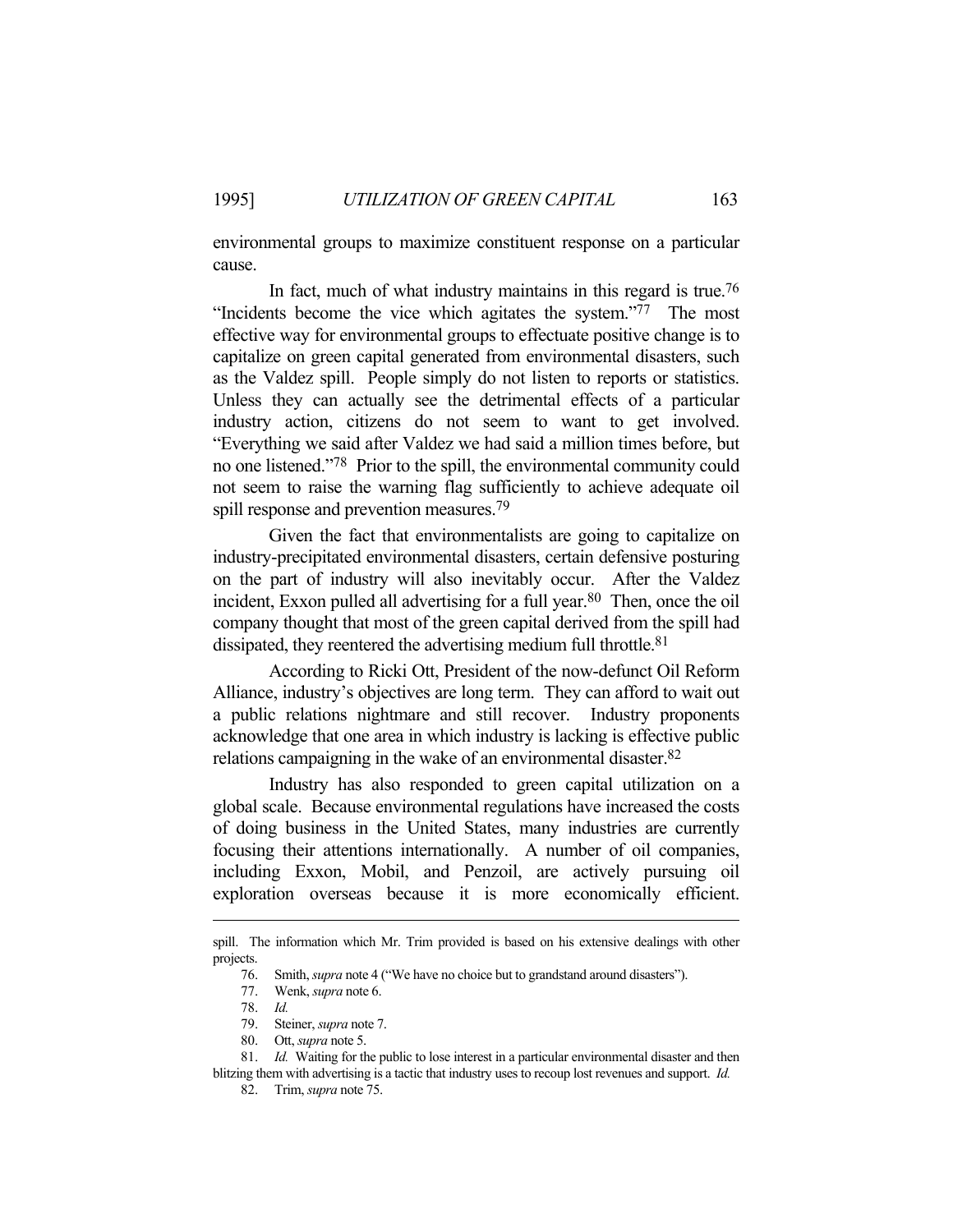environmental groups to maximize constituent response on a particular cause.

In fact, much of what industry maintains in this regard is true.[76] "Incidents become the vice which agitates the system."[77] The most effective way for environmental groups to effectuate positive change is to capitalize on green capital generated from environmental disasters, such as the Valdez spill. People simply do not listen to reports or statistics. Unless they can actually see the detrimental effects of a particular industry action, citizens do not seem to want to get involved. "Everything we said after Valdez we had said a million times before, but no one listened."[78] Prior to the spill, the environmental community could not seem to raise the warning flag sufficiently to achieve adequate oil spill response and prevention measures.[79]

Given the fact that environmentalists are going to capitalize on industry-precipitated environmental disasters, certain defensive posturing on the part of industry will also inevitably occur. After the Valdez incident, Exxon pulled all advertising for a full year.[80] Then, once the oil company thought that most of the green capital derived from the spill had dissipated, they reentered the advertising medium full throttle.[81]

According to Ricki Ott, President of the now-defunct Oil Reform Alliance, industry's objectives are long term. They can afford to wait out a public relations nightmare and still recover. Industry proponents acknowledge that one area in which industry is lacking is effective public relations campaigning in the wake of an environmental disaster.[82]

Industry has also responded to green capital utilization on a global scale. Because environmental regulations have increased the costs of doing business in the United States, many industries are currently focusing their attentions internationally. A number of oil companies, including Exxon, Mobil, and Penzoil, are actively pursuing oil exploration overseas because it is more economically efficient.

---

spill. The information which Mr. Trim provided is based on his extensive dealings with other projects.

76. Smith, *supra* note 4 ("We have no choice but to grandstand around disasters").

77. Wenk, *supra* note 6.

78. *Id.*

79. Steiner, *supra* note 7.

80. Ott, *supra* note 5.

81. *Id.* Waiting for the public to lose interest in a particular environmental disaster and then blitzing them with advertising is a tactic that industry uses to recoup lost revenues and support. *Id.*

82. Trim, *supra* note 75.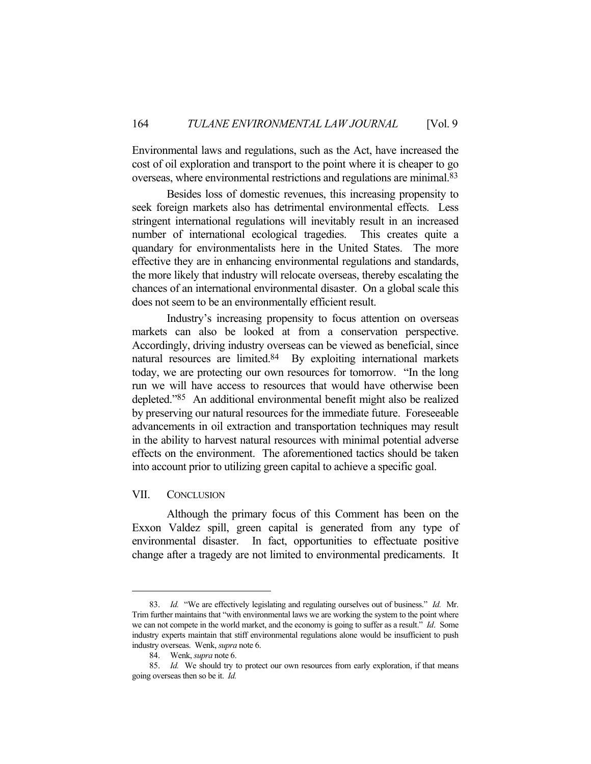Environmental laws and regulations, such as the Act, have increased the cost of oil exploration and transport to the point where it is cheaper to go overseas, where environmental restrictions and regulations are minimal.[83]

Besides loss of domestic revenues, this increasing propensity to seek foreign markets also has detrimental environmental effects. Less stringent international regulations will inevitably result in an increased number of international ecological tragedies. This creates quite a quandary for environmentalists here in the United States. The more effective they are in enhancing environmental regulations and standards, the more likely that industry will relocate overseas, thereby escalating the chances of an international environmental disaster. On a global scale this does not seem to be an environmentally efficient result.

Industry's increasing propensity to focus attention on overseas markets can also be looked at from a conservation perspective. Accordingly, driving industry overseas can be viewed as beneficial, since natural resources are limited.[84] By exploiting international markets today, we are protecting our own resources for tomorrow. "In the long run we will have access to resources that would have otherwise been depleted."[85] An additional environmental benefit might also be realized by preserving our natural resources for the immediate future. Foreseeable advancements in oil extraction and transportation techniques may result in the ability to harvest natural resources with minimal potential adverse effects on the environment. The aforementioned tactics should be taken into account prior to utilizing green capital to achieve a specific goal.

## VII. CONCLUSION

Although the primary focus of this Comment has been on the Exxon Valdez spill, green capital is generated from any type of environmental disaster. In fact, opportunities to effectuate positive change after a tragedy are not limited to environmental predicaments. It

---

83. *Id.* "We are effectively legislating and regulating ourselves out of business." *Id.* Mr. Trim further maintains that "with environmental laws we are working the system to the point where we can not compete in the world market, and the economy is going to suffer as a result." *Id*. Some industry experts maintain that stiff environmental regulations alone would be insufficient to push industry overseas. Wenk, *supra* note 6.

84. Wenk, *supra* note 6.

85. *Id.* We should try to protect our own resources from early exploration, if that means going overseas then so be it. *Id.*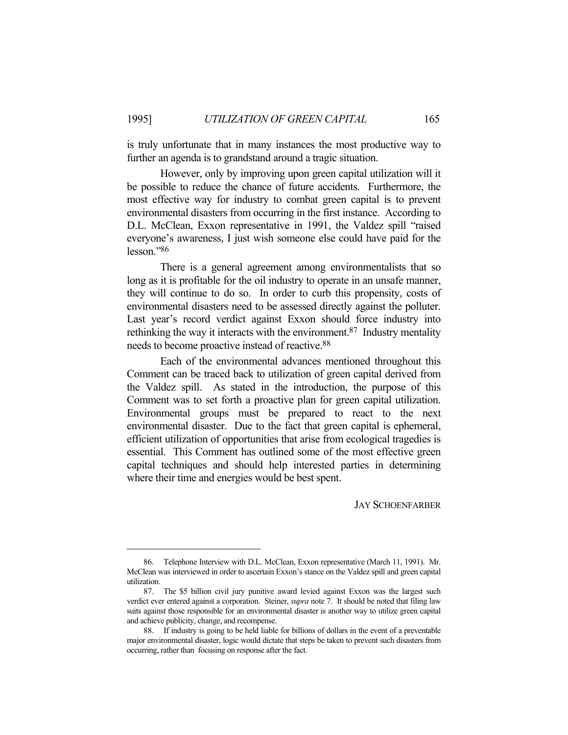is truly unfortunate that in many instances the most productive way to further an agenda is to grandstand around a tragic situation.

However, only by improving upon green capital utilization will it be possible to reduce the chance of future accidents. Furthermore, the most effective way for industry to combat green capital is to prevent environmental disasters from occurring in the first instance. According to D.L. McClean, Exxon representative in 1991, the Valdez spill "raised everyone's awareness, I just wish someone else could have paid for the lesson."[86]

There is a general agreement among environmentalists that so long as it is profitable for the oil industry to operate in an unsafe manner, they will continue to do so. In order to curb this propensity, costs of environmental disasters need to be assessed directly against the polluter. Last year's record verdict against Exxon should force industry into rethinking the way it interacts with the environment.[87] Industry mentality needs to become proactive instead of reactive.[88]

Each of the environmental advances mentioned throughout this Comment can be traced back to utilization of green capital derived from the Valdez spill. As stated in the introduction, the purpose of this Comment was to set forth a proactive plan for green capital utilization. Environmental groups must be prepared to react to the next environmental disaster. Due to the fact that green capital is ephemeral, efficient utilization of opportunities that arise from ecological tragedies is essential. This Comment has outlined some of the most effective green capital techniques and should help interested parties in determining where their time and energies would be best spent.

JAY SCHOENFARBER

---

86. Telephone Interview with D.L. McClean, Exxon representative (March 11, 1991). Mr. McClean was interviewed in order to ascertain Exxon's stance on the Valdez spill and green capital utilization.

87. The $5 billion civil jury punitive award levied against Exxon was the largest such verdict ever entered against a corporation. Steiner, *supra* note 7. It should be noted that filing law suits against those responsible for an environmental disaster is another way to utilize green capital and achieve publicity, change, and recompense.

88. If industry is going to be held liable for billions of dollars in the event of a preventable major environmental disaster, logic would dictate that steps be taken to prevent such disasters from occurring, rather than focusing on response after the fact.